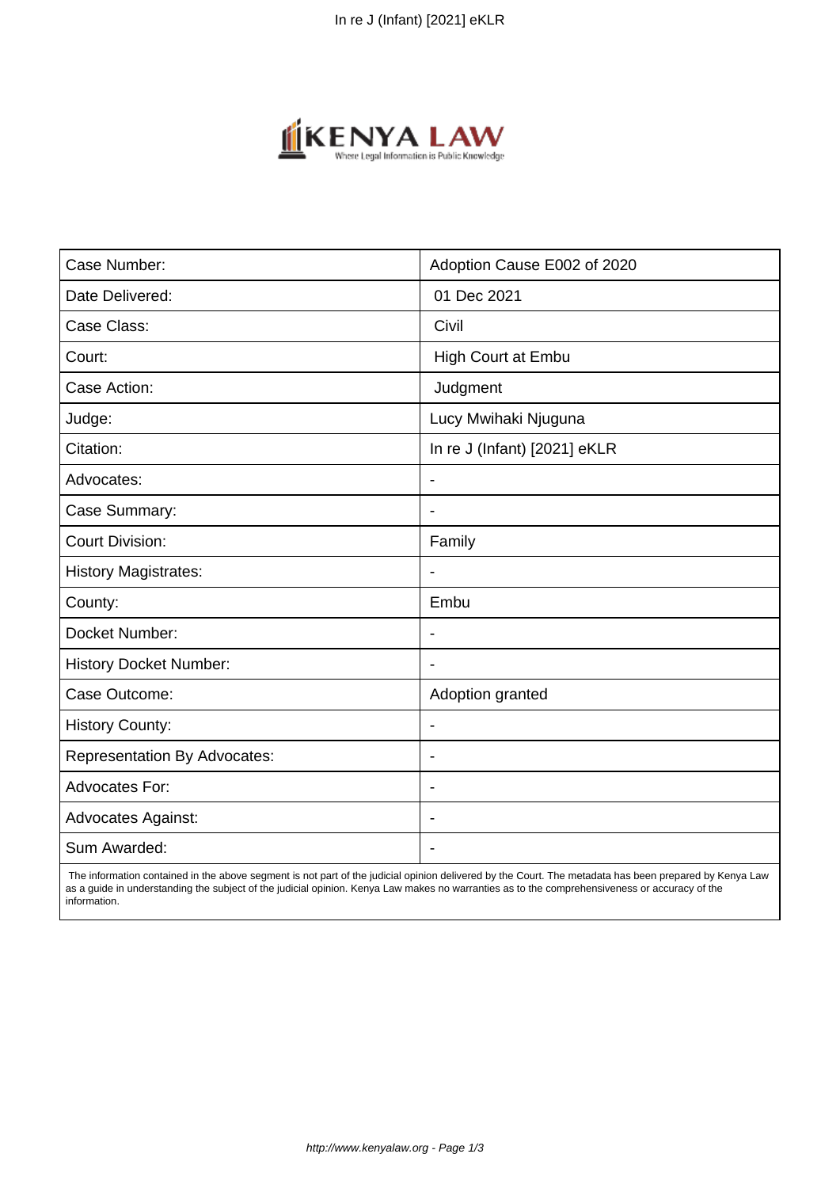| Case Number: | Adoption Cause E002 of 2020 |
|---|---|
| Date Delivered: | 01 Dec 2021 |
| Case Class: | Civil |
| Court: | High Court at Embu |
| Case Action: | Judgment |
| Judge: | Lucy Mwihaki Njuguna |
| Citation: | In re J (Infant) [2021] eKLR |
| Advocates: | - |
| Case Summary: | - |
| Court Division: | Family |
| History Magistrates: | - |
| County: | Embu |
| Docket Number: | - |
| History Docket Number: | - |
| Case Outcome: | Adoption granted |
| History County: | - |
| Representation By Advocates: | - |
| Advocates For: | - |
| Advocates Against: | - |
| Sum Awarded: | - |

The information contained in the above segment is not part of the judicial opinion delivered by the Court. The metadata has been prepared by Kenya Law as a guide in understanding the subject of the judicial opinion. Kenya Law makes no warranties as to the comprehensiveness or accuracy of the information.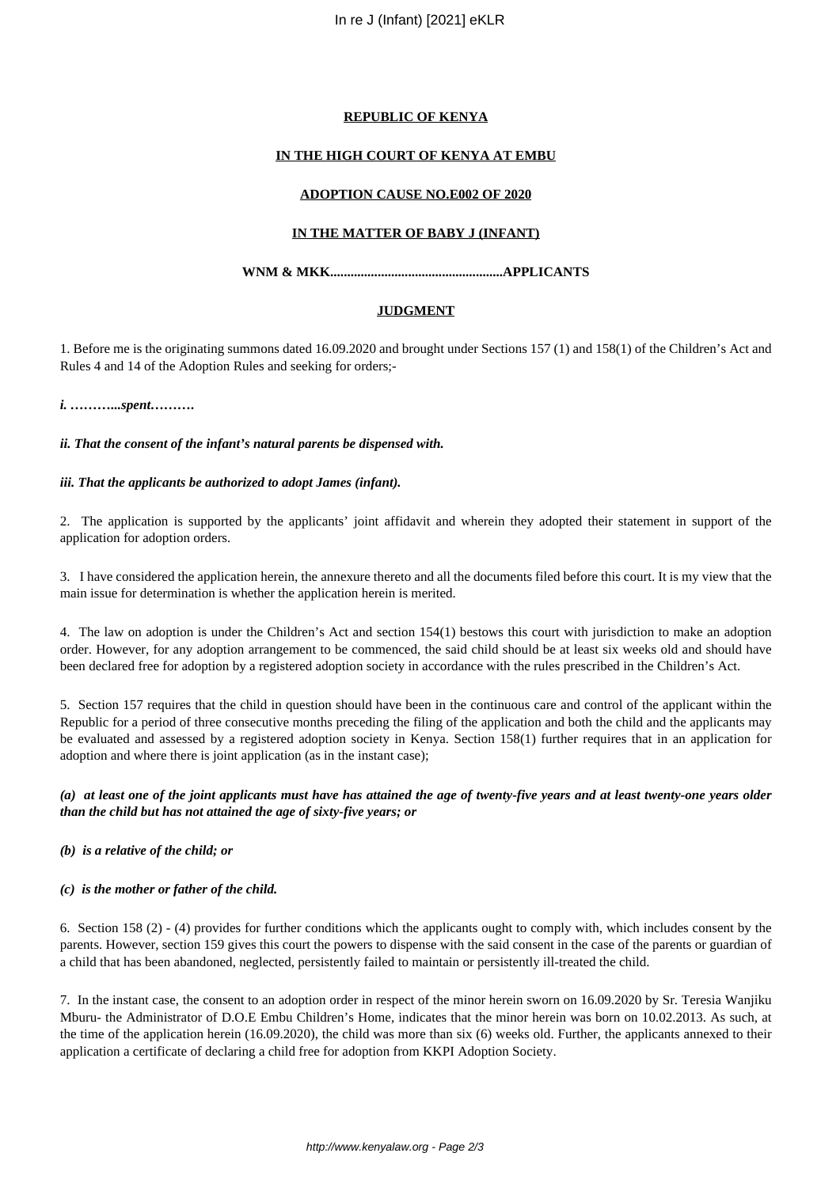**REPUBLIC OF KENYA**

**IN THE HIGH COURT OF KENYA AT EMBU**

**ADOPTION CAUSE NO.E002 OF 2020**

**IN THE MATTER OF BABY J (INFANT)**

**WNM & MKK..................................................APPLICANTS**

**JUDGMENT**

1. Before me is the originating summons dated 16.09.2020 and brought under Sections 157 (1) and 158(1) of the Children's Act and Rules 4 and 14 of the Adoption Rules and seeking for orders;-

***i. ………...spent……….***

***ii. That the consent of the infant's natural parents be dispensed with.***

***iii. That the applicants be authorized to adopt James (infant).***

2. The application is supported by the applicants' joint affidavit and wherein they adopted their statement in support of the application for adoption orders.

3. I have considered the application herein, the annexure thereto and all the documents filed before this court. It is my view that the main issue for determination is whether the application herein is merited.

4. The law on adoption is under the Children's Act and section 154(1) bestows this court with jurisdiction to make an adoption order. However, for any adoption arrangement to be commenced, the said child should be at least six weeks old and should have been declared free for adoption by a registered adoption society in accordance with the rules prescribed in the Children's Act.

5. Section 157 requires that the child in question should have been in the continuous care and control of the applicant within the Republic for a period of three consecutive months preceding the filing of the application and both the child and the applicants may be evaluated and assessed by a registered adoption society in Kenya. Section 158(1) further requires that in an application for adoption and where there is joint application (as in the instant case);

***(a) at least one of the joint applicants must have has attained the age of twenty-five years and at least twenty-one years older than the child but has not attained the age of sixty-five years; or***

***(b) is a relative of the child; or***

***(c) is the mother or father of the child.***

6. Section 158 (2) - (4) provides for further conditions which the applicants ought to comply with, which includes consent by the parents. However, section 159 gives this court the powers to dispense with the said consent in the case of the parents or guardian of a child that has been abandoned, neglected, persistently failed to maintain or persistently ill-treated the child.

7. In the instant case, the consent to an adoption order in respect of the minor herein sworn on 16.09.2020 by Sr. Teresia Wanjiku Mburu- the Administrator of D.O.E Embu Children's Home, indicates that the minor herein was born on 10.02.2013. As such, at the time of the application herein (16.09.2020), the child was more than six (6) weeks old. Further, the applicants annexed to their application a certificate of declaring a child free for adoption from KKPI Adoption Society.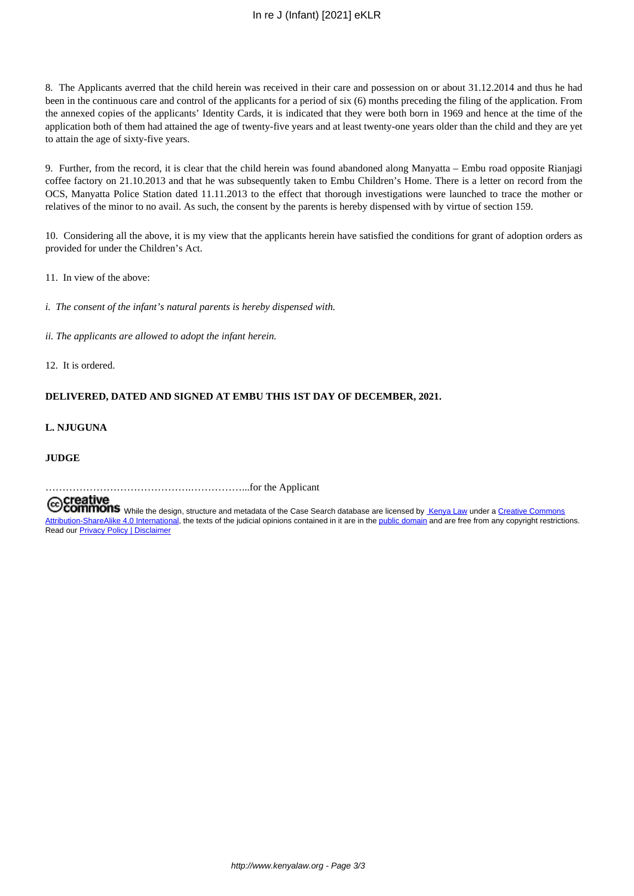8. The Applicants averred that the child herein was received in their care and possession on or about 31.12.2014 and thus he had been in the continuous care and control of the applicants for a period of six (6) months preceding the filing of the application. From the annexed copies of the applicants' Identity Cards, it is indicated that they were both born in 1969 and hence at the time of the application both of them had attained the age of twenty-five years and at least twenty-one years older than the child and they are yet to attain the age of sixty-five years.

9. Further, from the record, it is clear that the child herein was found abandoned along Manyatta – Embu road opposite Rianjagi coffee factory on 21.10.2013 and that he was subsequently taken to Embu Children's Home. There is a letter on record from the OCS, Manyatta Police Station dated 11.11.2013 to the effect that thorough investigations were launched to trace the mother or relatives of the minor to no avail. As such, the consent by the parents is hereby dispensed with by virtue of section 159.

10. Considering all the above, it is my view that the applicants herein have satisfied the conditions for grant of adoption orders as provided for under the Children's Act.

11. In view of the above:

*i. The consent of the infant's natural parents is hereby dispensed with.*

*ii. The applicants are allowed to adopt the infant herein.*

12. It is ordered.

**DELIVERED, DATED AND SIGNED AT EMBU THIS 1ST DAY OF DECEMBER, 2021.**

**L. NJUGUNA**

**JUDGE**

……………………………………..……………...for the Applicant

While the design, structure and metadata of the Case Search database are licensed by Kenya Law under a Creative Commons Attribution-ShareAlike 4.0 International, the texts of the judicial opinions contained in it are in the public domain and are free from any copyright restrictions. Read our Privacy Policy | Disclaimer